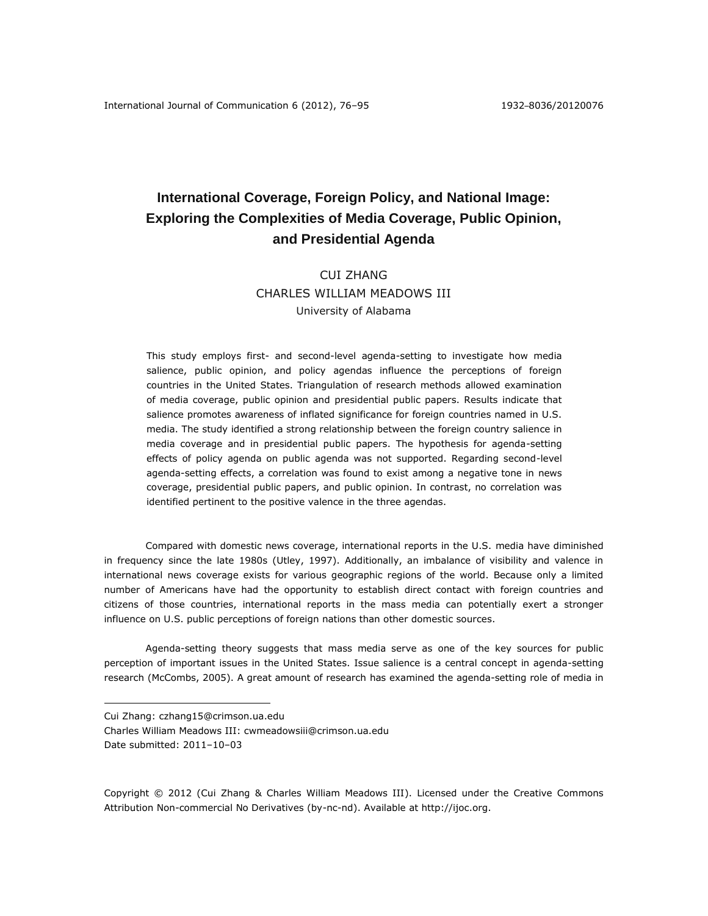# International Coverage, Foreign Policy, and National Image: Exploring the Complexities of Media Coverage, Public Opinion, and Presidential Agenda

CUI ZHANG
CHARLES WILLIAM MEADOWS III
University of Alabama

This study employs first- and second-level agenda-setting to investigate how media salience, public opinion, and policy agendas influence the perceptions of foreign countries in the United States. Triangulation of research methods allowed examination of media coverage, public opinion and presidential public papers. Results indicate that salience promotes awareness of inflated significance for foreign countries named in U.S. media. The study identified a strong relationship between the foreign country salience in media coverage and in presidential public papers. The hypothesis for agenda-setting effects of policy agenda on public agenda was not supported. Regarding second-level agenda-setting effects, a correlation was found to exist among a negative tone in news coverage, presidential public papers, and public opinion. In contrast, no correlation was identified pertinent to the positive valence in the three agendas.

Compared with domestic news coverage, international reports in the U.S. media have diminished in frequency since the late 1980s (Utley, 1997). Additionally, an imbalance of visibility and valence in international news coverage exists for various geographic regions of the world. Because only a limited number of Americans have had the opportunity to establish direct contact with foreign countries and citizens of those countries, international reports in the mass media can potentially exert a stronger influence on U.S. public perceptions of foreign nations than other domestic sources.

Agenda-setting theory suggests that mass media serve as one of the key sources for public perception of important issues in the United States. Issue salience is a central concept in agenda-setting research (McCombs, 2005). A great amount of research has examined the agenda-setting role of media in

---

Cui Zhang: czhang15@crimson.ua.edu
Charles William Meadows III: cwmeadowsiii@crimson.ua.edu
Date submitted: 2011–10–03

Copyright © 2012 (Cui Zhang & Charles William Meadows III). Licensed under the Creative Commons Attribution Non-commercial No Derivatives (by-nc-nd). Available at http://ijoc.org.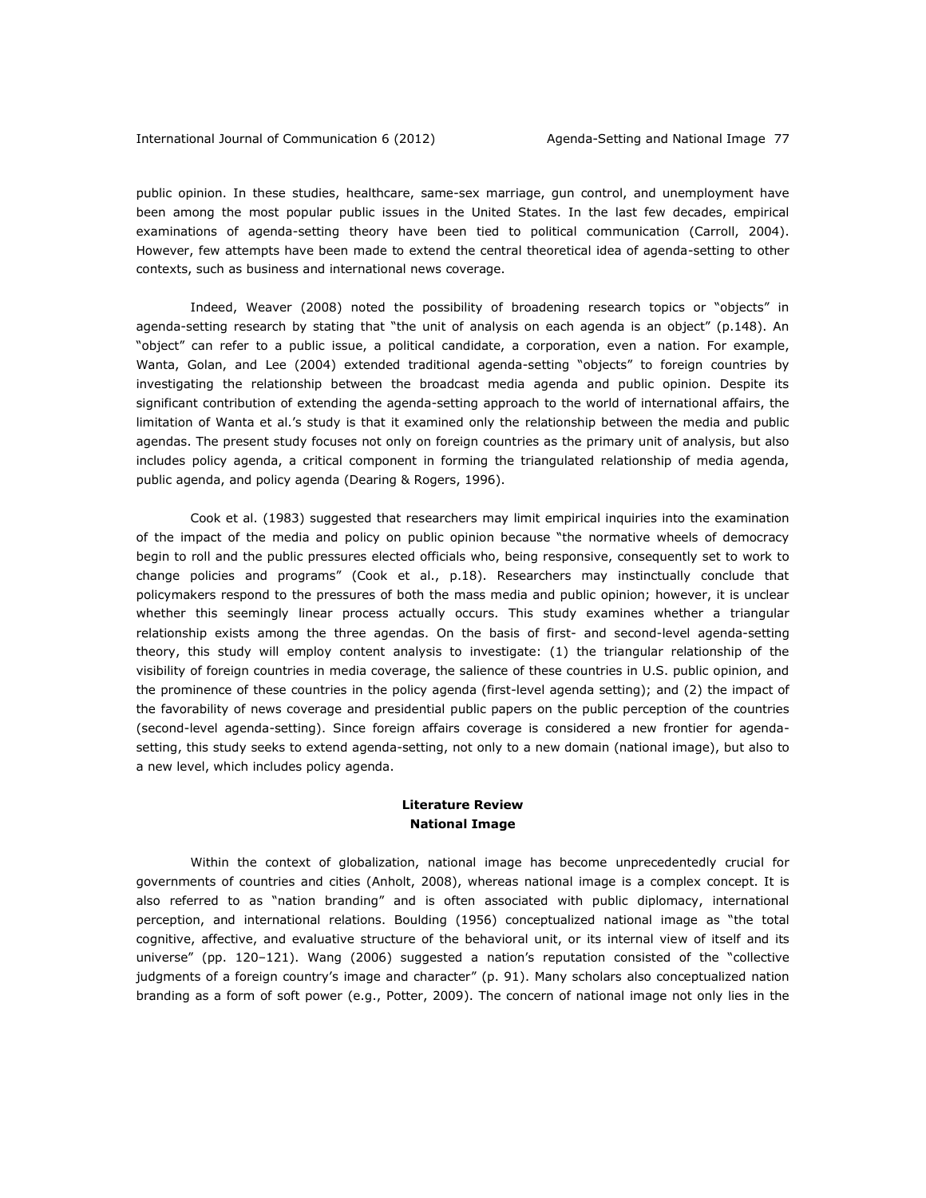public opinion. In these studies, healthcare, same-sex marriage, gun control, and unemployment have been among the most popular public issues in the United States. In the last few decades, empirical examinations of agenda-setting theory have been tied to political communication (Carroll, 2004). However, few attempts have been made to extend the central theoretical idea of agenda-setting to other contexts, such as business and international news coverage.

Indeed, Weaver (2008) noted the possibility of broadening research topics or "objects" in agenda-setting research by stating that "the unit of analysis on each agenda is an object" (p.148). An "object" can refer to a public issue, a political candidate, a corporation, even a nation. For example, Wanta, Golan, and Lee (2004) extended traditional agenda-setting "objects" to foreign countries by investigating the relationship between the broadcast media agenda and public opinion. Despite its significant contribution of extending the agenda-setting approach to the world of international affairs, the limitation of Wanta et al.'s study is that it examined only the relationship between the media and public agendas. The present study focuses not only on foreign countries as the primary unit of analysis, but also includes policy agenda, a critical component in forming the triangulated relationship of media agenda, public agenda, and policy agenda (Dearing & Rogers, 1996).

Cook et al. (1983) suggested that researchers may limit empirical inquiries into the examination of the impact of the media and policy on public opinion because "the normative wheels of democracy begin to roll and the public pressures elected officials who, being responsive, consequently set to work to change policies and programs" (Cook et al., p.18). Researchers may instinctually conclude that policymakers respond to the pressures of both the mass media and public opinion; however, it is unclear whether this seemingly linear process actually occurs. This study examines whether a triangular relationship exists among the three agendas. On the basis of first- and second-level agenda-setting theory, this study will employ content analysis to investigate: (1) the triangular relationship of the visibility of foreign countries in media coverage, the salience of these countries in U.S. public opinion, and the prominence of these countries in the policy agenda (first-level agenda setting); and (2) the impact of the favorability of news coverage and presidential public papers on the public perception of the countries (second-level agenda-setting). Since foreign affairs coverage is considered a new frontier for agenda-setting, this study seeks to extend agenda-setting, not only to a new domain (national image), but also to a new level, which includes policy agenda.

## Literature Review

### National Image

Within the context of globalization, national image has become unprecedentedly crucial for governments of countries and cities (Anholt, 2008), whereas national image is a complex concept. It is also referred to as "nation branding" and is often associated with public diplomacy, international perception, and international relations. Boulding (1956) conceptualized national image as "the total cognitive, affective, and evaluative structure of the behavioral unit, or its internal view of itself and its universe" (pp. 120–121). Wang (2006) suggested a nation's reputation consisted of the "collective judgments of a foreign country's image and character" (p. 91). Many scholars also conceptualized nation branding as a form of soft power (e.g., Potter, 2009). The concern of national image not only lies in the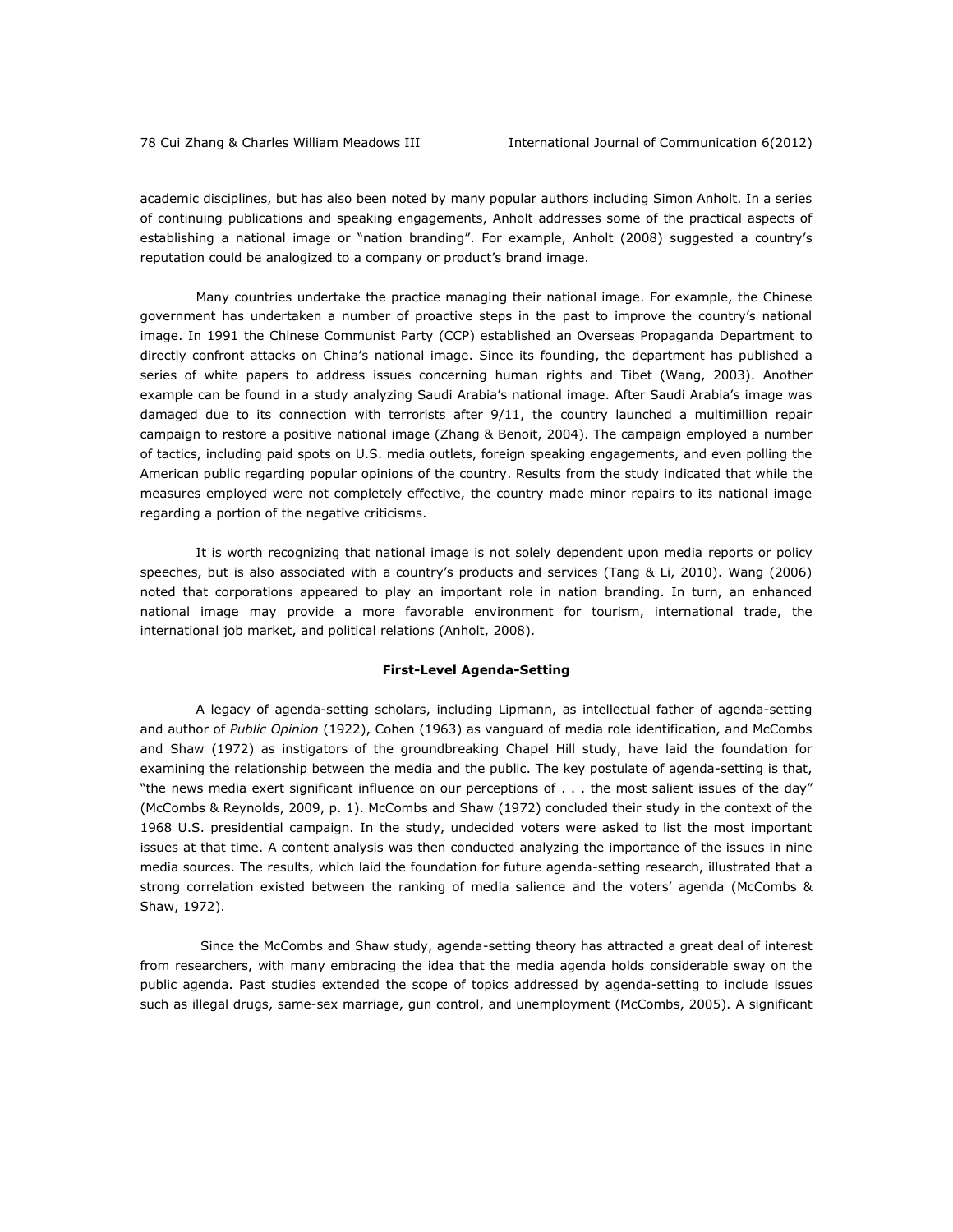academic disciplines, but has also been noted by many popular authors including Simon Anholt. In a series of continuing publications and speaking engagements, Anholt addresses some of the practical aspects of establishing a national image or "nation branding". For example, Anholt (2008) suggested a country's reputation could be analogized to a company or product's brand image.

Many countries undertake the practice managing their national image. For example, the Chinese government has undertaken a number of proactive steps in the past to improve the country's national image. In 1991 the Chinese Communist Party (CCP) established an Overseas Propaganda Department to directly confront attacks on China's national image. Since its founding, the department has published a series of white papers to address issues concerning human rights and Tibet (Wang, 2003). Another example can be found in a study analyzing Saudi Arabia's national image. After Saudi Arabia's image was damaged due to its connection with terrorists after 9/11, the country launched a multimillion repair campaign to restore a positive national image (Zhang & Benoit, 2004). The campaign employed a number of tactics, including paid spots on U.S. media outlets, foreign speaking engagements, and even polling the American public regarding popular opinions of the country. Results from the study indicated that while the measures employed were not completely effective, the country made minor repairs to its national image regarding a portion of the negative criticisms.

It is worth recognizing that national image is not solely dependent upon media reports or policy speeches, but is also associated with a country's products and services (Tang & Li, 2010). Wang (2006) noted that corporations appeared to play an important role in nation branding. In turn, an enhanced national image may provide a more favorable environment for tourism, international trade, the international job market, and political relations (Anholt, 2008).

## First-Level Agenda-Setting

A legacy of agenda-setting scholars, including Lipmann, as intellectual father of agenda-setting and author of *Public Opinion* (1922), Cohen (1963) as vanguard of media role identification, and McCombs and Shaw (1972) as instigators of the groundbreaking Chapel Hill study, have laid the foundation for examining the relationship between the media and the public. The key postulate of agenda-setting is that, "the news media exert significant influence on our perceptions of . . . the most salient issues of the day" (McCombs & Reynolds, 2009, p. 1). McCombs and Shaw (1972) concluded their study in the context of the 1968 U.S. presidential campaign. In the study, undecided voters were asked to list the most important issues at that time. A content analysis was then conducted analyzing the importance of the issues in nine media sources. The results, which laid the foundation for future agenda-setting research, illustrated that a strong correlation existed between the ranking of media salience and the voters' agenda (McCombs & Shaw, 1972).

Since the McCombs and Shaw study, agenda-setting theory has attracted a great deal of interest from researchers, with many embracing the idea that the media agenda holds considerable sway on the public agenda. Past studies extended the scope of topics addressed by agenda-setting to include issues such as illegal drugs, same-sex marriage, gun control, and unemployment (McCombs, 2005). A significant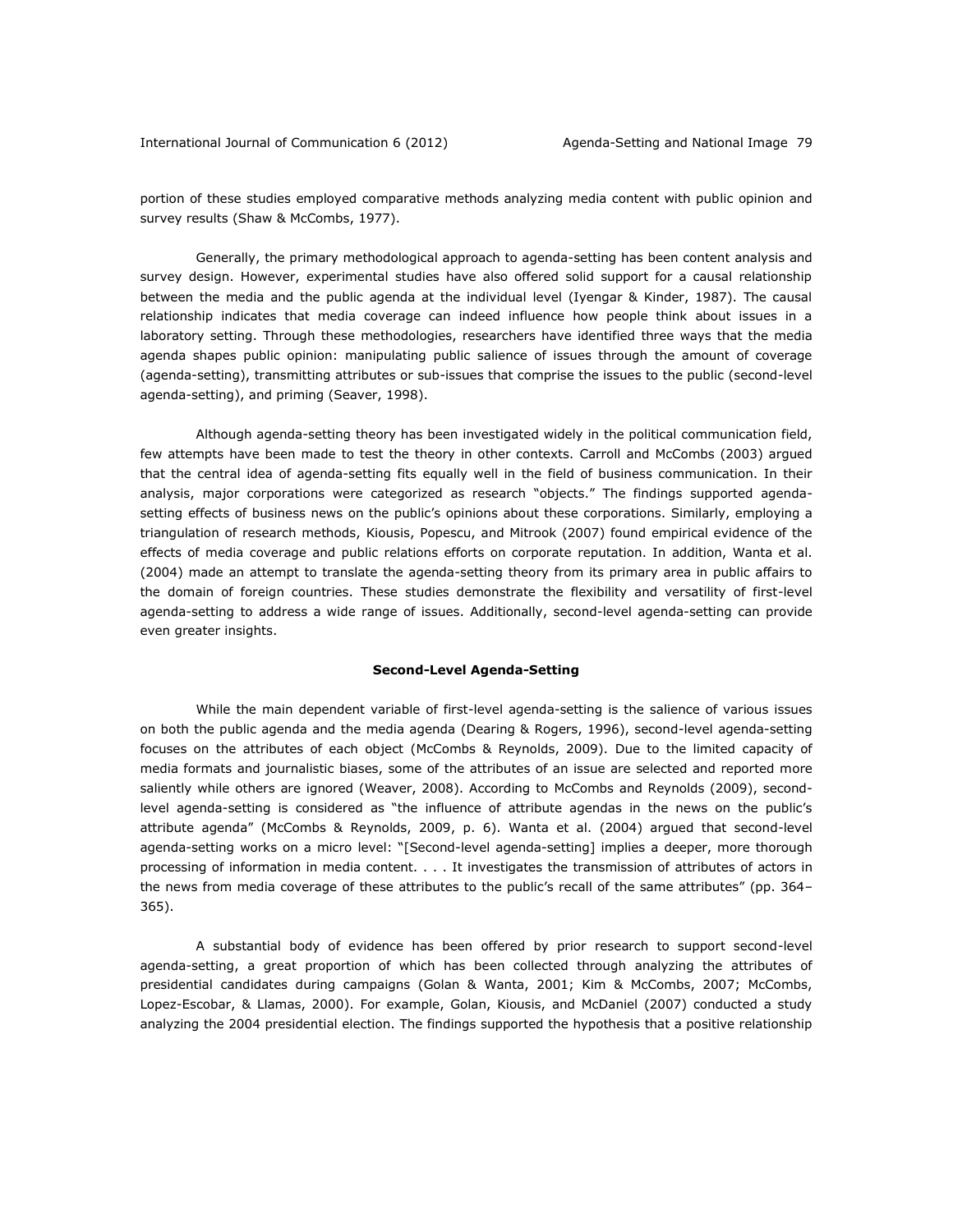portion of these studies employed comparative methods analyzing media content with public opinion and survey results (Shaw & McCombs, 1977).

Generally, the primary methodological approach to agenda-setting has been content analysis and survey design. However, experimental studies have also offered solid support for a causal relationship between the media and the public agenda at the individual level (Iyengar & Kinder, 1987). The causal relationship indicates that media coverage can indeed influence how people think about issues in a laboratory setting. Through these methodologies, researchers have identified three ways that the media agenda shapes public opinion: manipulating public salience of issues through the amount of coverage (agenda-setting), transmitting attributes or sub-issues that comprise the issues to the public (second-level agenda-setting), and priming (Seaver, 1998).

Although agenda-setting theory has been investigated widely in the political communication field, few attempts have been made to test the theory in other contexts. Carroll and McCombs (2003) argued that the central idea of agenda-setting fits equally well in the field of business communication. In their analysis, major corporations were categorized as research "objects." The findings supported agenda-setting effects of business news on the public's opinions about these corporations. Similarly, employing a triangulation of research methods, Kiousis, Popescu, and Mitrook (2007) found empirical evidence of the effects of media coverage and public relations efforts on corporate reputation. In addition, Wanta et al. (2004) made an attempt to translate the agenda-setting theory from its primary area in public affairs to the domain of foreign countries. These studies demonstrate the flexibility and versatility of first-level agenda-setting to address a wide range of issues. Additionally, second-level agenda-setting can provide even greater insights.

## Second-Level Agenda-Setting

While the main dependent variable of first-level agenda-setting is the salience of various issues on both the public agenda and the media agenda (Dearing & Rogers, 1996), second-level agenda-setting focuses on the attributes of each object (McCombs & Reynolds, 2009). Due to the limited capacity of media formats and journalistic biases, some of the attributes of an issue are selected and reported more saliently while others are ignored (Weaver, 2008). According to McCombs and Reynolds (2009), second-level agenda-setting is considered as "the influence of attribute agendas in the news on the public's attribute agenda" (McCombs & Reynolds, 2009, p. 6). Wanta et al. (2004) argued that second-level agenda-setting works on a micro level: "[Second-level agenda-setting] implies a deeper, more thorough processing of information in media content. . . . It investigates the transmission of attributes of actors in the news from media coverage of these attributes to the public's recall of the same attributes" (pp. 364–365).

A substantial body of evidence has been offered by prior research to support second-level agenda-setting, a great proportion of which has been collected through analyzing the attributes of presidential candidates during campaigns (Golan & Wanta, 2001; Kim & McCombs, 2007; McCombs, Lopez-Escobar, & Llamas, 2000). For example, Golan, Kiousis, and McDaniel (2007) conducted a study analyzing the 2004 presidential election. The findings supported the hypothesis that a positive relationship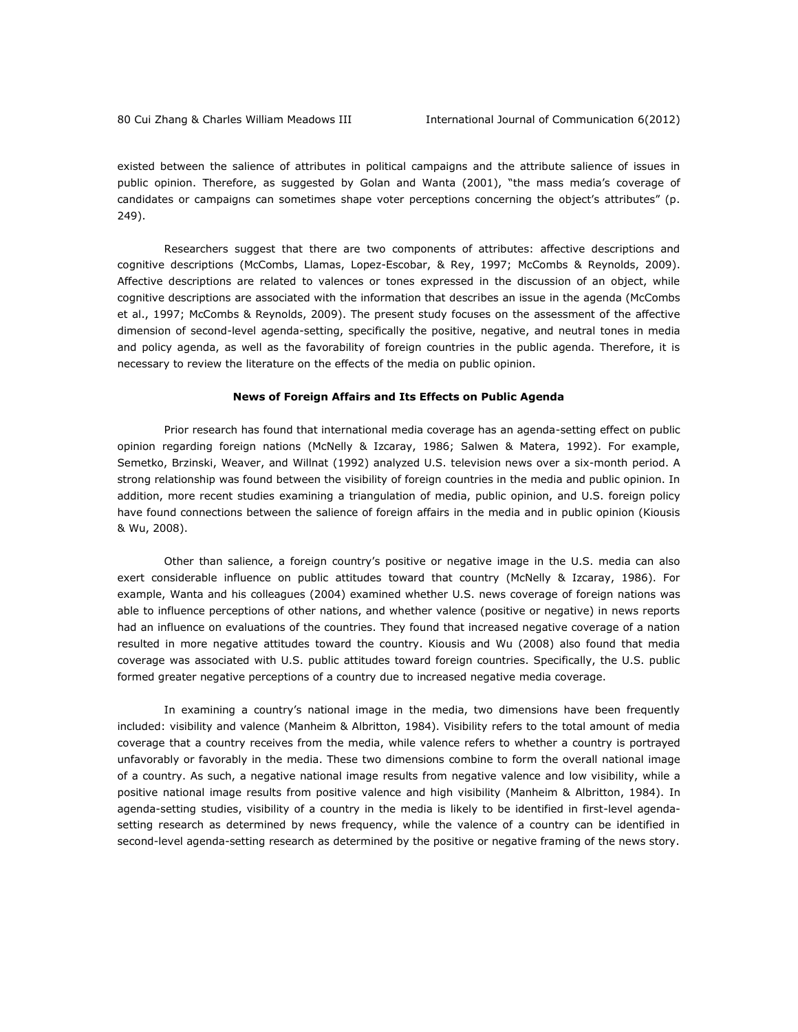existed between the salience of attributes in political campaigns and the attribute salience of issues in public opinion. Therefore, as suggested by Golan and Wanta (2001), "the mass media's coverage of candidates or campaigns can sometimes shape voter perceptions concerning the object's attributes" (p. 249).

Researchers suggest that there are two components of attributes: affective descriptions and cognitive descriptions (McCombs, Llamas, Lopez-Escobar, & Rey, 1997; McCombs & Reynolds, 2009). Affective descriptions are related to valences or tones expressed in the discussion of an object, while cognitive descriptions are associated with the information that describes an issue in the agenda (McCombs et al., 1997; McCombs & Reynolds, 2009). The present study focuses on the assessment of the affective dimension of second-level agenda-setting, specifically the positive, negative, and neutral tones in media and policy agenda, as well as the favorability of foreign countries in the public agenda. Therefore, it is necessary to review the literature on the effects of the media on public opinion.

### News of Foreign Affairs and Its Effects on Public Agenda

Prior research has found that international media coverage has an agenda-setting effect on public opinion regarding foreign nations (McNelly & Izcaray, 1986; Salwen & Matera, 1992). For example, Semetko, Brzinski, Weaver, and Willnat (1992) analyzed U.S. television news over a six-month period. A strong relationship was found between the visibility of foreign countries in the media and public opinion. In addition, more recent studies examining a triangulation of media, public opinion, and U.S. foreign policy have found connections between the salience of foreign affairs in the media and in public opinion (Kiousis & Wu, 2008).

Other than salience, a foreign country's positive or negative image in the U.S. media can also exert considerable influence on public attitudes toward that country (McNelly & Izcaray, 1986). For example, Wanta and his colleagues (2004) examined whether U.S. news coverage of foreign nations was able to influence perceptions of other nations, and whether valence (positive or negative) in news reports had an influence on evaluations of the countries. They found that increased negative coverage of a nation resulted in more negative attitudes toward the country. Kiousis and Wu (2008) also found that media coverage was associated with U.S. public attitudes toward foreign countries. Specifically, the U.S. public formed greater negative perceptions of a country due to increased negative media coverage.

In examining a country's national image in the media, two dimensions have been frequently included: visibility and valence (Manheim & Albritton, 1984). Visibility refers to the total amount of media coverage that a country receives from the media, while valence refers to whether a country is portrayed unfavorably or favorably in the media. These two dimensions combine to form the overall national image of a country. As such, a negative national image results from negative valence and low visibility, while a positive national image results from positive valence and high visibility (Manheim & Albritton, 1984). In agenda-setting studies, visibility of a country in the media is likely to be identified in first-level agenda-setting research as determined by news frequency, while the valence of a country can be identified in second-level agenda-setting research as determined by the positive or negative framing of the news story.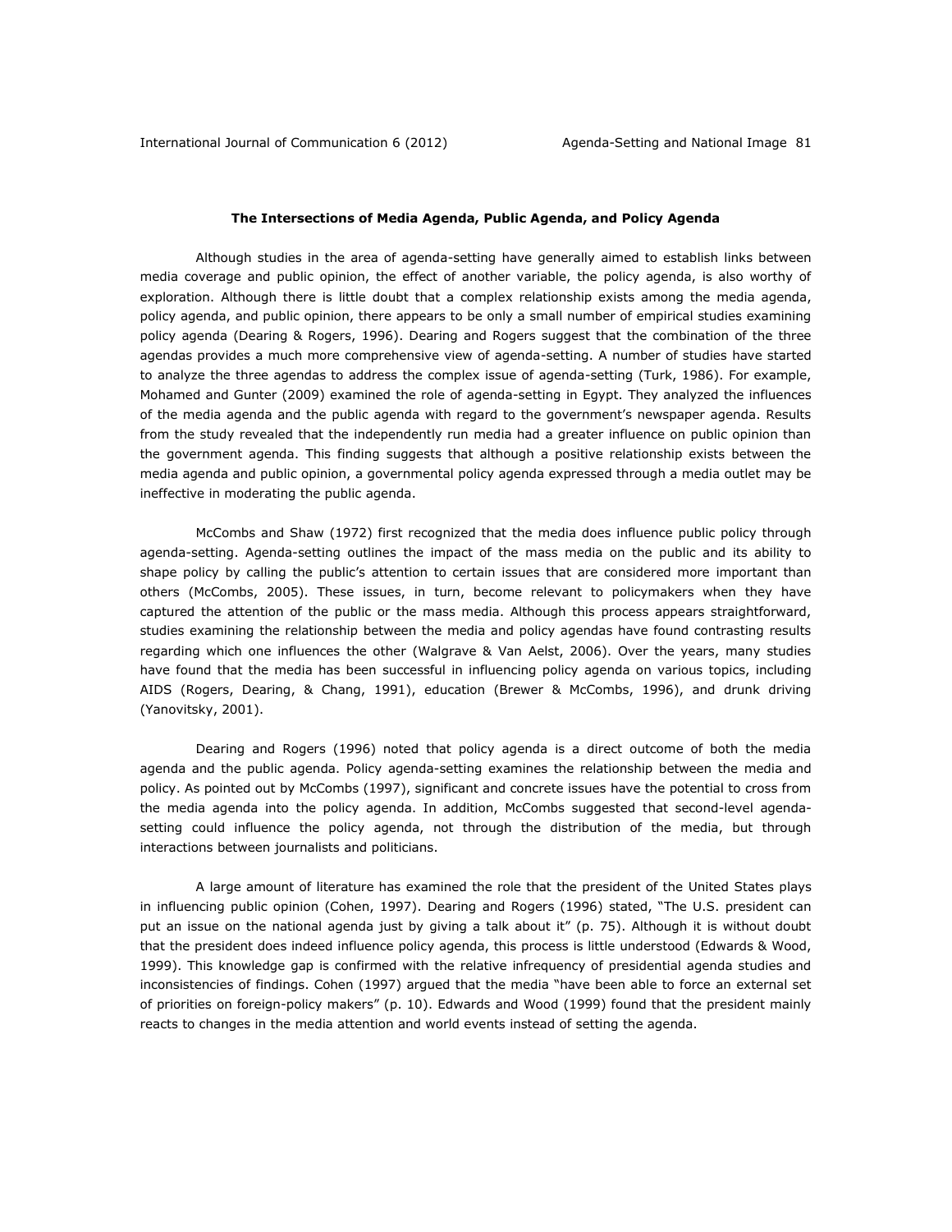### The Intersections of Media Agenda, Public Agenda, and Policy Agenda

Although studies in the area of agenda-setting have generally aimed to establish links between media coverage and public opinion, the effect of another variable, the policy agenda, is also worthy of exploration. Although there is little doubt that a complex relationship exists among the media agenda, policy agenda, and public opinion, there appears to be only a small number of empirical studies examining policy agenda (Dearing & Rogers, 1996). Dearing and Rogers suggest that the combination of the three agendas provides a much more comprehensive view of agenda-setting. A number of studies have started to analyze the three agendas to address the complex issue of agenda-setting (Turk, 1986). For example, Mohamed and Gunter (2009) examined the role of agenda-setting in Egypt. They analyzed the influences of the media agenda and the public agenda with regard to the government's newspaper agenda. Results from the study revealed that the independently run media had a greater influence on public opinion than the government agenda. This finding suggests that although a positive relationship exists between the media agenda and public opinion, a governmental policy agenda expressed through a media outlet may be ineffective in moderating the public agenda.

McCombs and Shaw (1972) first recognized that the media does influence public policy through agenda-setting. Agenda-setting outlines the impact of the mass media on the public and its ability to shape policy by calling the public's attention to certain issues that are considered more important than others (McCombs, 2005). These issues, in turn, become relevant to policymakers when they have captured the attention of the public or the mass media. Although this process appears straightforward, studies examining the relationship between the media and policy agendas have found contrasting results regarding which one influences the other (Walgrave & Van Aelst, 2006). Over the years, many studies have found that the media has been successful in influencing policy agenda on various topics, including AIDS (Rogers, Dearing, & Chang, 1991), education (Brewer & McCombs, 1996), and drunk driving (Yanovitsky, 2001).

Dearing and Rogers (1996) noted that policy agenda is a direct outcome of both the media agenda and the public agenda. Policy agenda-setting examines the relationship between the media and policy. As pointed out by McCombs (1997), significant and concrete issues have the potential to cross from the media agenda into the policy agenda. In addition, McCombs suggested that second-level agenda-setting could influence the policy agenda, not through the distribution of the media, but through interactions between journalists and politicians.

A large amount of literature has examined the role that the president of the United States plays in influencing public opinion (Cohen, 1997). Dearing and Rogers (1996) stated, "The U.S. president can put an issue on the national agenda just by giving a talk about it" (p. 75). Although it is without doubt that the president does indeed influence policy agenda, this process is little understood (Edwards & Wood, 1999). This knowledge gap is confirmed with the relative infrequency of presidential agenda studies and inconsistencies of findings. Cohen (1997) argued that the media "have been able to force an external set of priorities on foreign-policy makers" (p. 10). Edwards and Wood (1999) found that the president mainly reacts to changes in the media attention and world events instead of setting the agenda.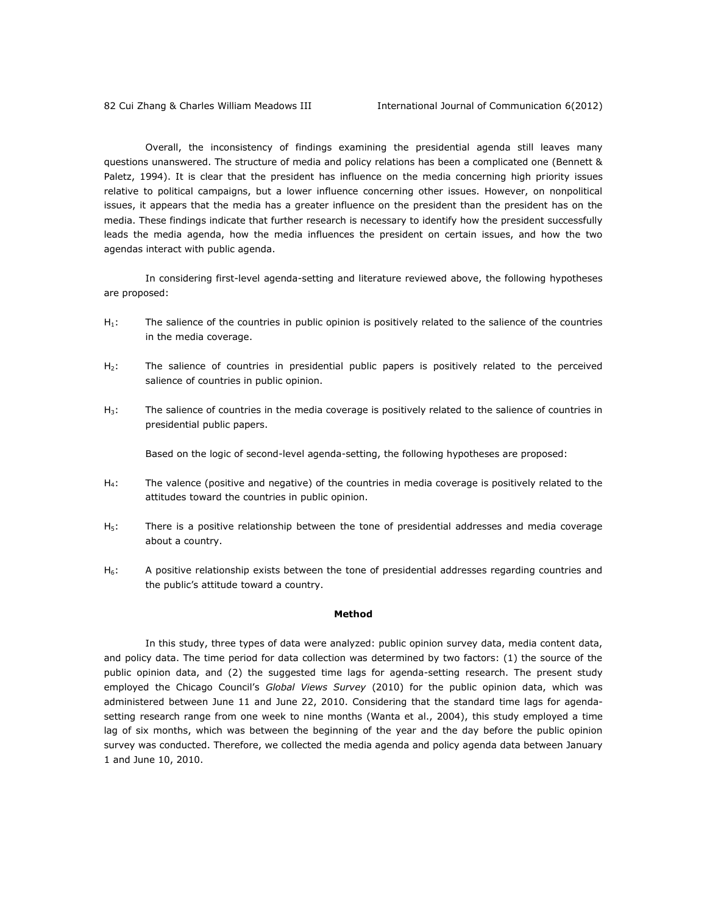Overall, the inconsistency of findings examining the presidential agenda still leaves many questions unanswered. The structure of media and policy relations has been a complicated one (Bennett & Paletz, 1994). It is clear that the president has influence on the media concerning high priority issues relative to political campaigns, but a lower influence concerning other issues. However, on nonpolitical issues, it appears that the media has a greater influence on the president than the president has on the media. These findings indicate that further research is necessary to identify how the president successfully leads the media agenda, how the media influences the president on certain issues, and how the two agendas interact with public agenda.

In considering first-level agenda-setting and literature reviewed above, the following hypotheses are proposed:

- $H_1$: The salience of the countries in public opinion is positively related to the salience of the countries in the media coverage.
- $H_2$: The salience of countries in presidential public papers is positively related to the perceived salience of countries in public opinion.
- $H_3$: The salience of countries in the media coverage is positively related to the salience of countries in presidential public papers.

Based on the logic of second-level agenda-setting, the following hypotheses are proposed:

- $H_4$: The valence (positive and negative) of the countries in media coverage is positively related to the attitudes toward the countries in public opinion.
- $H_5$: There is a positive relationship between the tone of presidential addresses and media coverage about a country.
- $H_6$: A positive relationship exists between the tone of presidential addresses regarding countries and the public's attitude toward a country.

## Method

In this study, three types of data were analyzed: public opinion survey data, media content data, and policy data. The time period for data collection was determined by two factors: (1) the source of the public opinion data, and (2) the suggested time lags for agenda-setting research. The present study employed the Chicago Council's *Global Views Survey* (2010) for the public opinion data, which was administered between June 11 and June 22, 2010. Considering that the standard time lags for agenda-setting research range from one week to nine months (Wanta et al., 2004), this study employed a time lag of six months, which was between the beginning of the year and the day before the public opinion survey was conducted. Therefore, we collected the media agenda and policy agenda data between January 1 and June 10, 2010.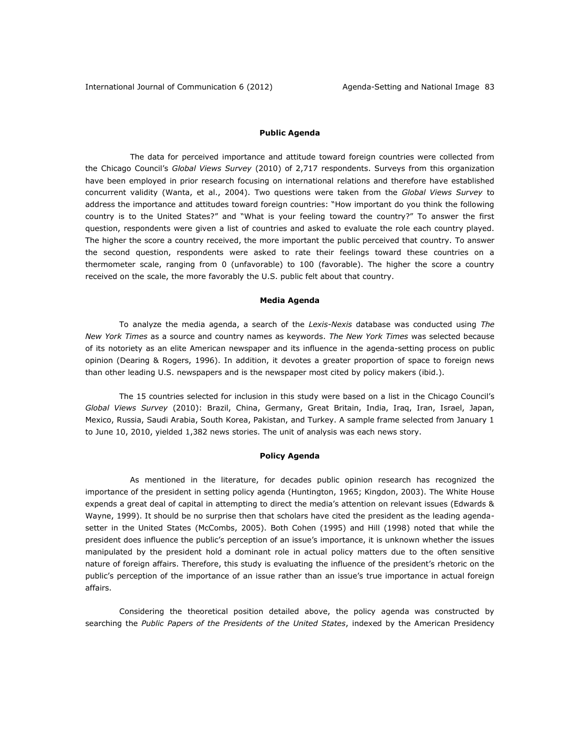### Public Agenda

The data for perceived importance and attitude toward foreign countries were collected from the Chicago Council's *Global Views Survey* (2010) of 2,717 respondents. Surveys from this organization have been employed in prior research focusing on international relations and therefore have established concurrent validity (Wanta, et al., 2004). Two questions were taken from the *Global Views Survey* to address the importance and attitudes toward foreign countries: "How important do you think the following country is to the United States?" and "What is your feeling toward the country?" To answer the first question, respondents were given a list of countries and asked to evaluate the role each country played. The higher the score a country received, the more important the public perceived that country. To answer the second question, respondents were asked to rate their feelings toward these countries on a thermometer scale, ranging from 0 (unfavorable) to 100 (favorable). The higher the score a country received on the scale, the more favorably the U.S. public felt about that country.

### Media Agenda

To analyze the media agenda, a search of the *Lexis-Nexis* database was conducted using *The New York Times* as a source and country names as keywords. *The New York Times* was selected because of its notoriety as an elite American newspaper and its influence in the agenda-setting process on public opinion (Dearing & Rogers, 1996). In addition, it devotes a greater proportion of space to foreign news than other leading U.S. newspapers and is the newspaper most cited by policy makers (ibid.).

The 15 countries selected for inclusion in this study were based on a list in the Chicago Council's *Global Views Survey* (2010): Brazil, China, Germany, Great Britain, India, Iraq, Iran, Israel, Japan, Mexico, Russia, Saudi Arabia, South Korea, Pakistan, and Turkey. A sample frame selected from January 1 to June 10, 2010, yielded 1,382 news stories. The unit of analysis was each news story.

### Policy Agenda

As mentioned in the literature, for decades public opinion research has recognized the importance of the president in setting policy agenda (Huntington, 1965; Kingdon, 2003). The White House expends a great deal of capital in attempting to direct the media's attention on relevant issues (Edwards & Wayne, 1999). It should be no surprise then that scholars have cited the president as the leading agenda-setter in the United States (McCombs, 2005). Both Cohen (1995) and Hill (1998) noted that while the president does influence the public's perception of an issue's importance, it is unknown whether the issues manipulated by the president hold a dominant role in actual policy matters due to the often sensitive nature of foreign affairs. Therefore, this study is evaluating the influence of the president's rhetoric on the public's perception of the importance of an issue rather than an issue's true importance in actual foreign affairs.

Considering the theoretical position detailed above, the policy agenda was constructed by searching the *Public Papers of the Presidents of the United States*, indexed by the American Presidency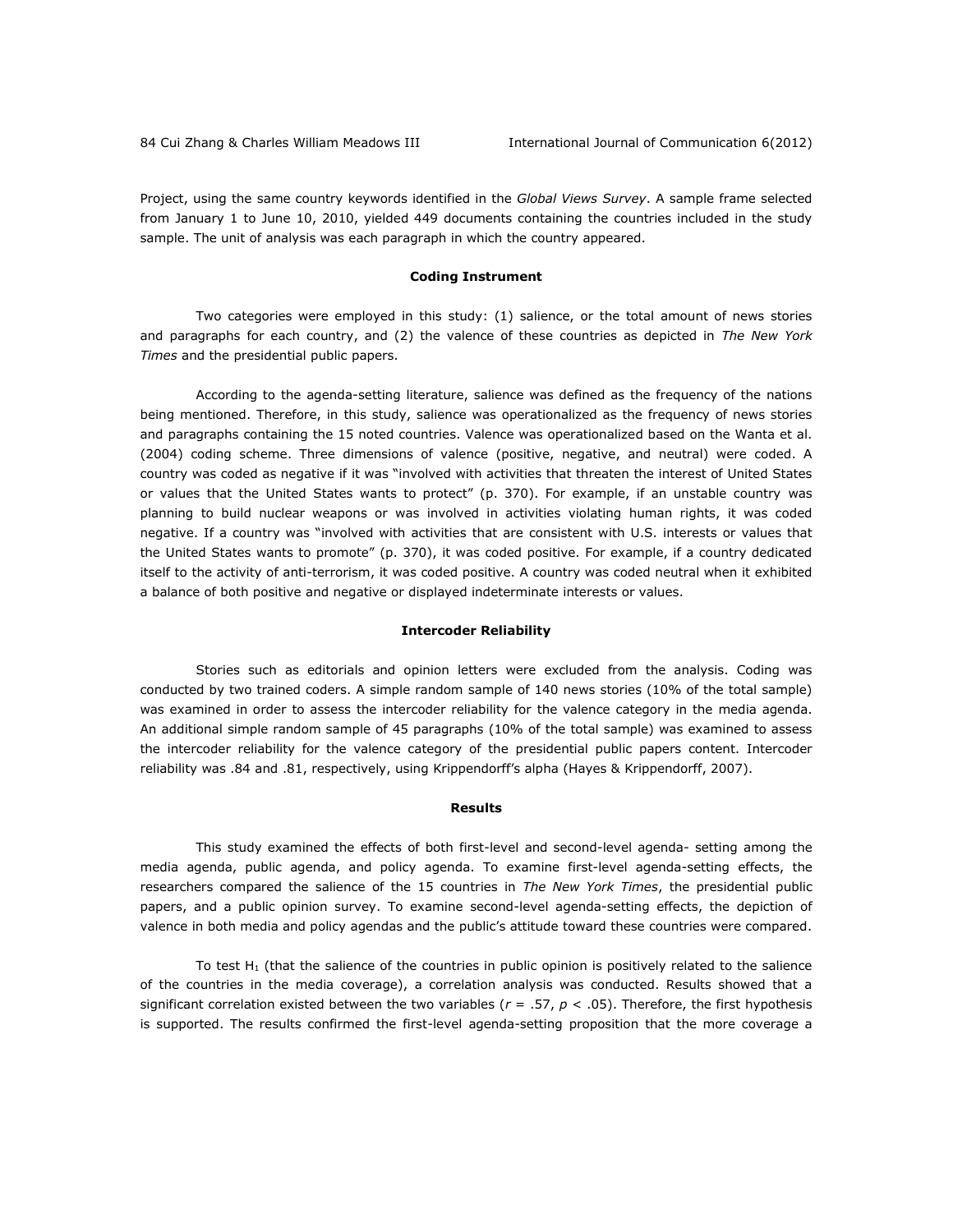Project, using the same country keywords identified in the *Global Views Survey*. A sample frame selected from January 1 to June 10, 2010, yielded 449 documents containing the countries included in the study sample. The unit of analysis was each paragraph in which the country appeared.

### Coding Instrument

Two categories were employed in this study: (1) salience, or the total amount of news stories and paragraphs for each country, and (2) the valence of these countries as depicted in *The New York Times* and the presidential public papers.

According to the agenda-setting literature, salience was defined as the frequency of the nations being mentioned. Therefore, in this study, salience was operationalized as the frequency of news stories and paragraphs containing the 15 noted countries. Valence was operationalized based on the Wanta et al. (2004) coding scheme. Three dimensions of valence (positive, negative, and neutral) were coded. A country was coded as negative if it was "involved with activities that threaten the interest of United States or values that the United States wants to protect" (p. 370). For example, if an unstable country was planning to build nuclear weapons or was involved in activities violating human rights, it was coded negative. If a country was "involved with activities that are consistent with U.S. interests or values that the United States wants to promote" (p. 370), it was coded positive. For example, if a country dedicated itself to the activity of anti-terrorism, it was coded positive. A country was coded neutral when it exhibited a balance of both positive and negative or displayed indeterminate interests or values.

### Intercoder Reliability

Stories such as editorials and opinion letters were excluded from the analysis. Coding was conducted by two trained coders. A simple random sample of 140 news stories (10% of the total sample) was examined in order to assess the intercoder reliability for the valence category in the media agenda. An additional simple random sample of 45 paragraphs (10% of the total sample) was examined to assess the intercoder reliability for the valence category of the presidential public papers content. Intercoder reliability was .84 and .81, respectively, using Krippendorff's alpha (Hayes & Krippendorff, 2007).

### Results

This study examined the effects of both first-level and second-level agenda- setting among the media agenda, public agenda, and policy agenda. To examine first-level agenda-setting effects, the researchers compared the salience of the 15 countries in *The New York Times*, the presidential public papers, and a public opinion survey. To examine second-level agenda-setting effects, the depiction of valence in both media and policy agendas and the public's attitude toward these countries were compared.

To test $H_1$ (that the salience of the countries in public opinion is positively related to the salience of the countries in the media coverage), a correlation analysis was conducted. Results showed that a significant correlation existed between the two variables ($r = .57$, $p < .05$). Therefore, the first hypothesis is supported. The results confirmed the first-level agenda-setting proposition that the more coverage a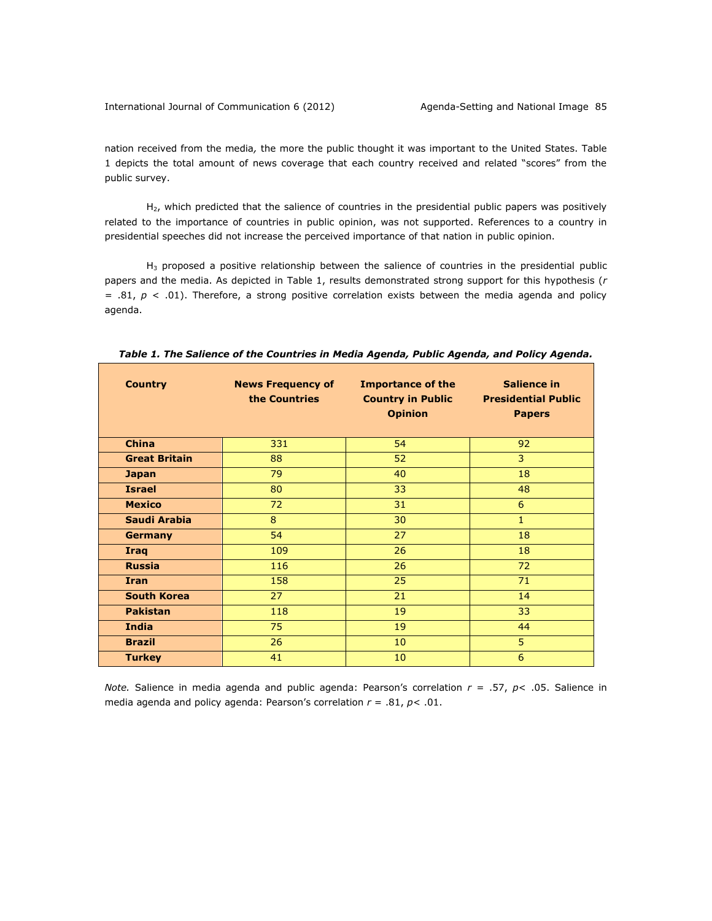nation received from the media, the more the public thought it was important to the United States. Table 1 depicts the total amount of news coverage that each country received and related "scores" from the public survey.

$H_2$, which predicted that the salience of countries in the presidential public papers was positively related to the importance of countries in public opinion, was not supported. References to a country in presidential speeches did not increase the perceived importance of that nation in public opinion.

$H_3$ proposed a positive relationship between the salience of countries in the presidential public papers and the media. As depicted in Table 1, results demonstrated strong support for this hypothesis ($r = .81$, $p < .01$). Therefore, a strong positive correlation exists between the media agenda and policy agenda.

***Table 1. The Salience of the Countries in Media Agenda, Public Agenda, and Policy Agenda.***

| Country | News Frequency of the Countries | Importance of the Country in Public Opinion | Salience in Presidential Public Papers |
|---|---|---|---|
| **China** | 331 | 54 | 92 |
| **Great Britain** | 88 | 52 | 3 |
| **Japan** | 79 | 40 | 18 |
| **Israel** | 80 | 33 | 48 |
| **Mexico** | 72 | 31 | 6 |
| **Saudi Arabia** | 8 | 30 | 1 |
| **Germany** | 54 | 27 | 18 |
| **Iraq** | 109 | 26 | 18 |
| **Russia** | 116 | 26 | 72 |
| **Iran** | 158 | 25 | 71 |
| **South Korea** | 27 | 21 | 14 |
| **Pakistan** | 118 | 19 | 33 |
| **India** | 75 | 19 | 44 |
| **Brazil** | 26 | 10 | 5 |
| **Turkey** | 41 | 10 | 6 |

*Note.* Salience in media agenda and public agenda: Pearson's correlation $r = .57$, $p < .05$. Salience in media agenda and policy agenda: Pearson's correlation $r = .81$, $p < .01$.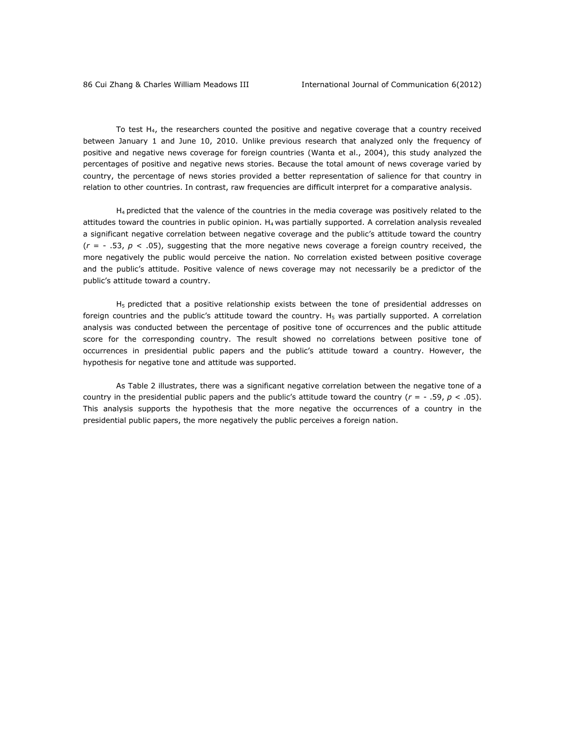To test $H_4$, the researchers counted the positive and negative coverage that a country received between January 1 and June 10, 2010. Unlike previous research that analyzed only the frequency of positive and negative news coverage for foreign countries (Wanta et al., 2004), this study analyzed the percentages of positive and negative news stories. Because the total amount of news coverage varied by country, the percentage of news stories provided a better representation of salience for that country in relation to other countries. In contrast, raw frequencies are difficult interpret for a comparative analysis.

$H_4$ predicted that the valence of the countries in the media coverage was positively related to the attitudes toward the countries in public opinion. $H_4$ was partially supported. A correlation analysis revealed a significant negative correlation between negative coverage and the public's attitude toward the country ($r = -.53$, $p < .05$), suggesting that the more negative news coverage a foreign country received, the more negatively the public would perceive the nation. No correlation existed between positive coverage and the public's attitude. Positive valence of news coverage may not necessarily be a predictor of the public's attitude toward a country.

$H_5$ predicted that a positive relationship exists between the tone of presidential addresses on foreign countries and the public's attitude toward the country. $H_5$ was partially supported. A correlation analysis was conducted between the percentage of positive tone of occurrences and the public attitude score for the corresponding country. The result showed no correlations between positive tone of occurrences in presidential public papers and the public's attitude toward a country. However, the hypothesis for negative tone and attitude was supported.

As Table 2 illustrates, there was a significant negative correlation between the negative tone of a country in the presidential public papers and the public's attitude toward the country ($r = -.59$, $p < .05$). This analysis supports the hypothesis that the more negative the occurrences of a country in the presidential public papers, the more negatively the public perceives a foreign nation.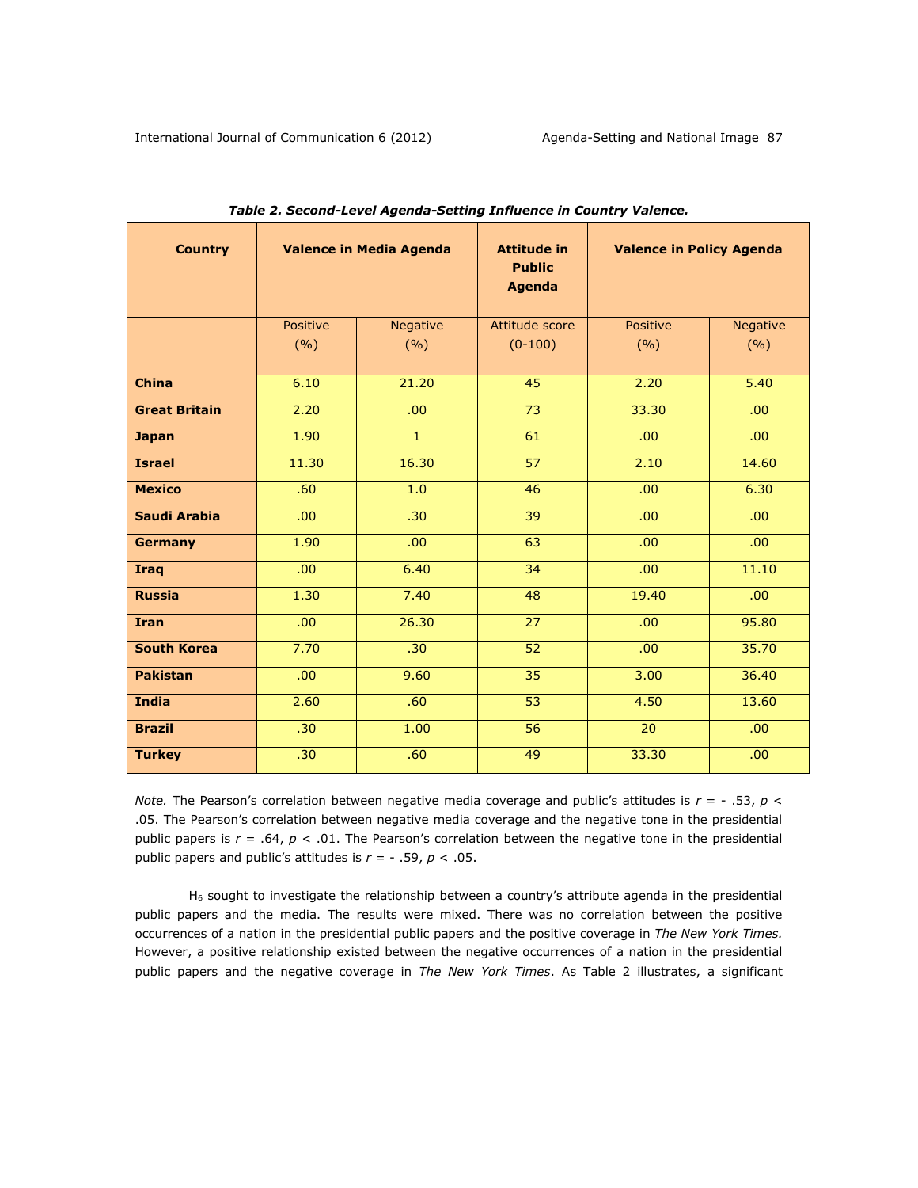***Table 2. Second-Level Agenda-Setting Influence in Country Valence.***

| Country | Valence in Media Agenda | | Attitude in Public Agenda | Valence in Policy Agenda | |
|---|---|---|---|---|---|
| | Positive (%) | Negative (%) | Attitude score (0-100) | Positive (%) | Negative (%) |
| **China** | 6.10 | 21.20 | 45 | 2.20 | 5.40 |
| **Great Britain** | 2.20 | .00 | 73 | 33.30 | .00 |
| **Japan** | 1.90 | 1 | 61 | .00 | .00 |
| **Israel** | 11.30 | 16.30 | 57 | 2.10 | 14.60 |
| **Mexico** | .60 | 1.0 | 46 | .00 | 6.30 |
| **Saudi Arabia** | .00 | .30 | 39 | .00 | .00 |
| **Germany** | 1.90 | .00 | 63 | .00 | .00 |
| **Iraq** | .00 | 6.40 | 34 | .00 | 11.10 |
| **Russia** | 1.30 | 7.40 | 48 | 19.40 | .00 |
| **Iran** | .00 | 26.30 | 27 | .00 | 95.80 |
| **South Korea** | 7.70 | .30 | 52 | .00 | 35.70 |
| **Pakistan** | .00 | 9.60 | 35 | 3.00 | 36.40 |
| **India** | 2.60 | .60 | 53 | 4.50 | 13.60 |
| **Brazil** | .30 | 1.00 | 56 | 20 | .00 |
| **Turkey** | .30 | .60 | 49 | 33.30 | .00 |

*Note.* The Pearson's correlation between negative media coverage and public's attitudes is $r = -.53$, $p < .05$. The Pearson's correlation between negative media coverage and the negative tone in the presidential public papers is $r = .64$, $p < .01$. The Pearson's correlation between the negative tone in the presidential public papers and public's attitudes is $r = -.59$, $p < .05$.

$H_6$ sought to investigate the relationship between a country's attribute agenda in the presidential public papers and the media. The results were mixed. There was no correlation between the positive occurrences of a nation in the presidential public papers and the positive coverage in *The New York Times.* However, a positive relationship existed between the negative occurrences of a nation in the presidential public papers and the negative coverage in *The New York Times*. As Table 2 illustrates, a significant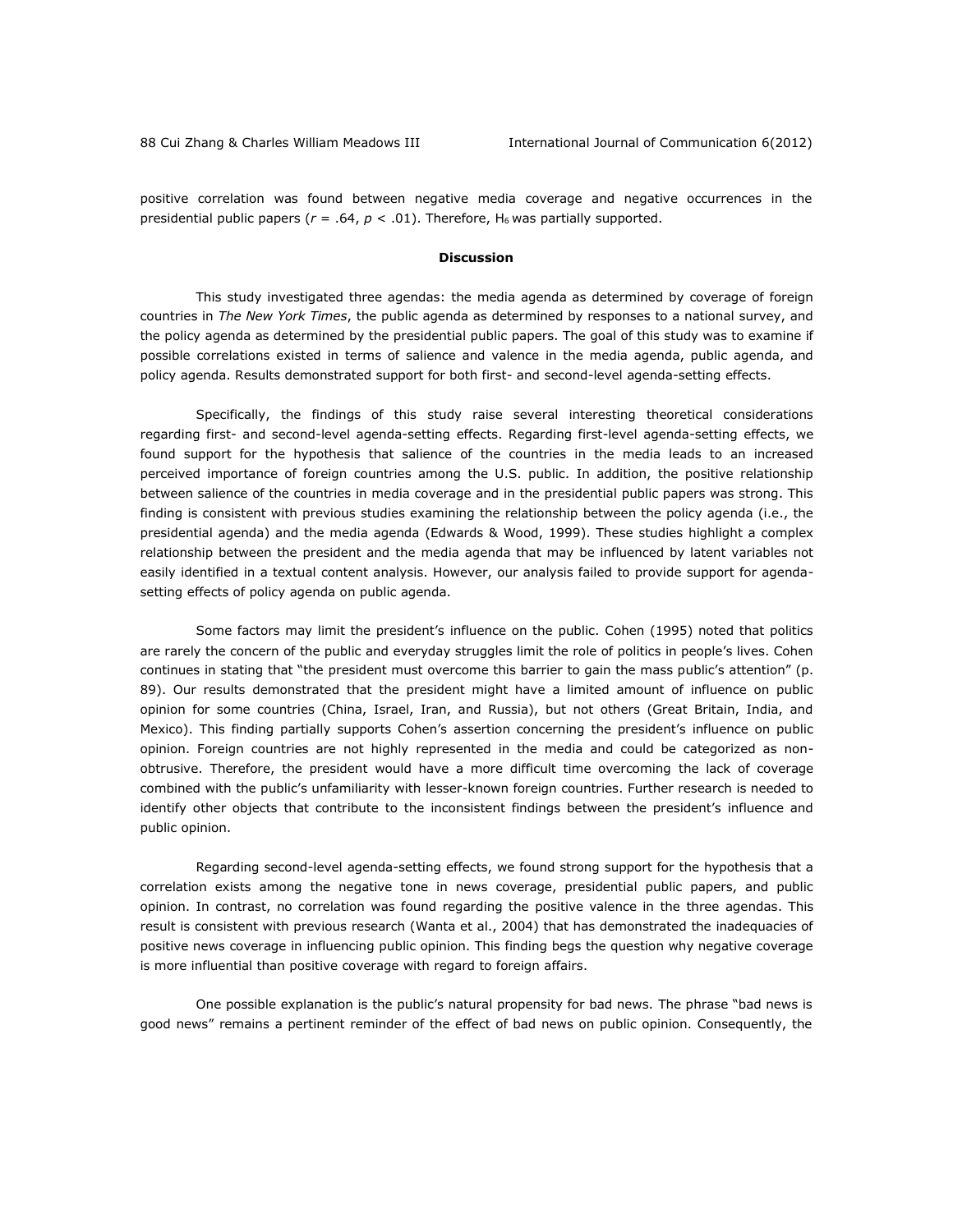positive correlation was found between negative media coverage and negative occurrences in the presidential public papers ($r = .64$, $p < .01$). Therefore, $H_6$ was partially supported.

## Discussion

This study investigated three agendas: the media agenda as determined by coverage of foreign countries in *The New York Times*, the public agenda as determined by responses to a national survey, and the policy agenda as determined by the presidential public papers. The goal of this study was to examine if possible correlations existed in terms of salience and valence in the media agenda, public agenda, and policy agenda. Results demonstrated support for both first- and second-level agenda-setting effects.

Specifically, the findings of this study raise several interesting theoretical considerations regarding first- and second-level agenda-setting effects. Regarding first-level agenda-setting effects, we found support for the hypothesis that salience of the countries in the media leads to an increased perceived importance of foreign countries among the U.S. public. In addition, the positive relationship between salience of the countries in media coverage and in the presidential public papers was strong. This finding is consistent with previous studies examining the relationship between the policy agenda (i.e., the presidential agenda) and the media agenda (Edwards & Wood, 1999). These studies highlight a complex relationship between the president and the media agenda that may be influenced by latent variables not easily identified in a textual content analysis. However, our analysis failed to provide support for agenda-setting effects of policy agenda on public agenda.

Some factors may limit the president's influence on the public. Cohen (1995) noted that politics are rarely the concern of the public and everyday struggles limit the role of politics in people's lives. Cohen continues in stating that "the president must overcome this barrier to gain the mass public's attention" (p. 89). Our results demonstrated that the president might have a limited amount of influence on public opinion for some countries (China, Israel, Iran, and Russia), but not others (Great Britain, India, and Mexico). This finding partially supports Cohen's assertion concerning the president's influence on public opinion. Foreign countries are not highly represented in the media and could be categorized as non-obtrusive. Therefore, the president would have a more difficult time overcoming the lack of coverage combined with the public's unfamiliarity with lesser-known foreign countries. Further research is needed to identify other objects that contribute to the inconsistent findings between the president's influence and public opinion.

Regarding second-level agenda-setting effects, we found strong support for the hypothesis that a correlation exists among the negative tone in news coverage, presidential public papers, and public opinion. In contrast, no correlation was found regarding the positive valence in the three agendas. This result is consistent with previous research (Wanta et al., 2004) that has demonstrated the inadequacies of positive news coverage in influencing public opinion. This finding begs the question why negative coverage is more influential than positive coverage with regard to foreign affairs.

One possible explanation is the public's natural propensity for bad news. The phrase "bad news is good news" remains a pertinent reminder of the effect of bad news on public opinion. Consequently, the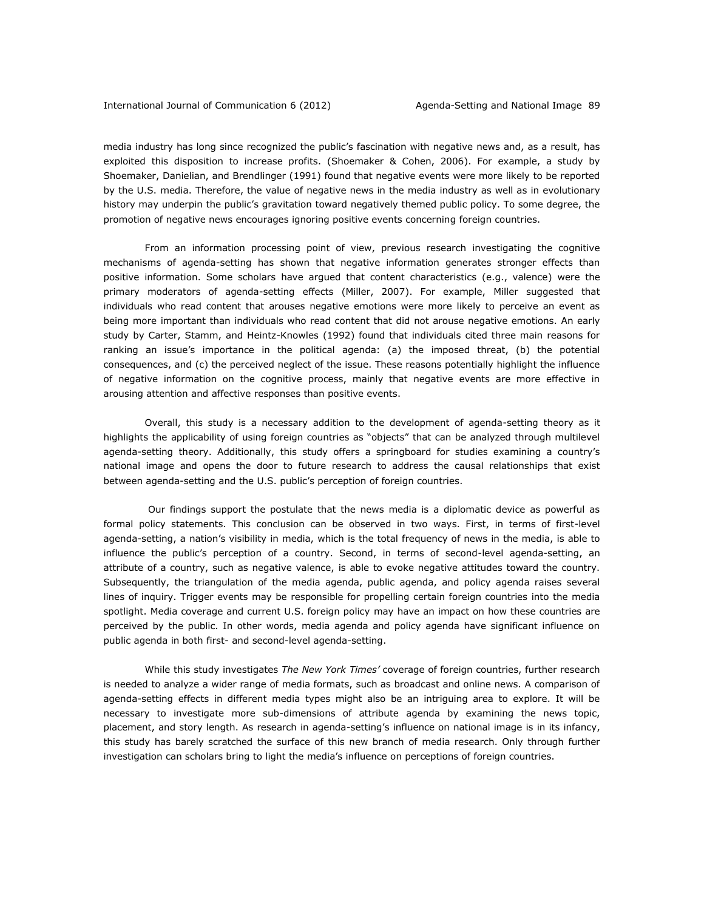media industry has long since recognized the public's fascination with negative news and, as a result, has exploited this disposition to increase profits. (Shoemaker & Cohen, 2006). For example, a study by Shoemaker, Danielian, and Brendlinger (1991) found that negative events were more likely to be reported by the U.S. media. Therefore, the value of negative news in the media industry as well as in evolutionary history may underpin the public's gravitation toward negatively themed public policy. To some degree, the promotion of negative news encourages ignoring positive events concerning foreign countries.

From an information processing point of view, previous research investigating the cognitive mechanisms of agenda-setting has shown that negative information generates stronger effects than positive information. Some scholars have argued that content characteristics (e.g., valence) were the primary moderators of agenda-setting effects (Miller, 2007). For example, Miller suggested that individuals who read content that arouses negative emotions were more likely to perceive an event as being more important than individuals who read content that did not arouse negative emotions. An early study by Carter, Stamm, and Heintz-Knowles (1992) found that individuals cited three main reasons for ranking an issue's importance in the political agenda: (a) the imposed threat, (b) the potential consequences, and (c) the perceived neglect of the issue. These reasons potentially highlight the influence of negative information on the cognitive process, mainly that negative events are more effective in arousing attention and affective responses than positive events.

Overall, this study is a necessary addition to the development of agenda-setting theory as it highlights the applicability of using foreign countries as "objects" that can be analyzed through multilevel agenda-setting theory. Additionally, this study offers a springboard for studies examining a country's national image and opens the door to future research to address the causal relationships that exist between agenda-setting and the U.S. public's perception of foreign countries.

Our findings support the postulate that the news media is a diplomatic device as powerful as formal policy statements. This conclusion can be observed in two ways. First, in terms of first-level agenda-setting, a nation's visibility in media, which is the total frequency of news in the media, is able to influence the public's perception of a country. Second, in terms of second-level agenda-setting, an attribute of a country, such as negative valence, is able to evoke negative attitudes toward the country. Subsequently, the triangulation of the media agenda, public agenda, and policy agenda raises several lines of inquiry. Trigger events may be responsible for propelling certain foreign countries into the media spotlight. Media coverage and current U.S. foreign policy may have an impact on how these countries are perceived by the public. In other words, media agenda and policy agenda have significant influence on public agenda in both first- and second-level agenda-setting.

While this study investigates *The New York Times'* coverage of foreign countries, further research is needed to analyze a wider range of media formats, such as broadcast and online news. A comparison of agenda-setting effects in different media types might also be an intriguing area to explore. It will be necessary to investigate more sub-dimensions of attribute agenda by examining the news topic, placement, and story length. As research in agenda-setting's influence on national image is in its infancy, this study has barely scratched the surface of this new branch of media research. Only through further investigation can scholars bring to light the media's influence on perceptions of foreign countries.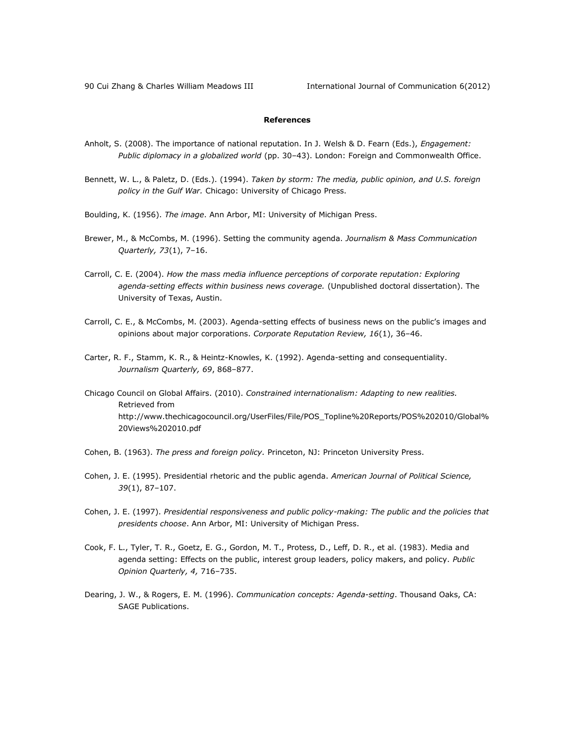**References**

Anholt, S. (2008). The importance of national reputation. In J. Welsh & D. Fearn (Eds.), *Engagement: Public diplomacy in a globalized world* (pp. 30–43). London: Foreign and Commonwealth Office.

Bennett, W. L., & Paletz, D. (Eds.). (1994). *Taken by storm: The media, public opinion, and U.S. foreign policy in the Gulf War.* Chicago: University of Chicago Press.

Boulding, K. (1956). *The image*. Ann Arbor, MI: University of Michigan Press.

Brewer, M., & McCombs, M. (1996). Setting the community agenda. *Journalism & Mass Communication Quarterly, 73*(1), 7–16.

Carroll, C. E. (2004). *How the mass media influence perceptions of corporate reputation: Exploring agenda-setting effects within business news coverage.* (Unpublished doctoral dissertation). The University of Texas, Austin.

Carroll, C. E., & McCombs, M. (2003). Agenda-setting effects of business news on the public's images and opinions about major corporations. *Corporate Reputation Review, 16*(1), 36–46.

Carter, R. F., Stamm, K. R., & Heintz-Knowles, K. (1992). Agenda-setting and consequentiality. *Journalism Quarterly, 69*, 868–877.

Chicago Council on Global Affairs. (2010). *Constrained internationalism: Adapting to new realities.* Retrieved from http://www.thechicagocouncil.org/UserFiles/File/POS_Topline%20Reports/POS%202010/Global%20Views%202010.pdf

Cohen, B. (1963). *The press and foreign policy*. Princeton, NJ: Princeton University Press.

Cohen, J. E. (1995). Presidential rhetoric and the public agenda. *American Journal of Political Science, 39*(1), 87–107.

Cohen, J. E. (1997). *Presidential responsiveness and public policy-making: The public and the policies that presidents choose*. Ann Arbor, MI: University of Michigan Press.

Cook, F. L., Tyler, T. R., Goetz, E. G., Gordon, M. T., Protess, D., Leff, D. R., et al. (1983). Media and agenda setting: Effects on the public, interest group leaders, policy makers, and policy. *Public Opinion Quarterly, 4,* 716–735.

Dearing, J. W., & Rogers, E. M. (1996). *Communication concepts: Agenda-setting*. Thousand Oaks, CA: SAGE Publications.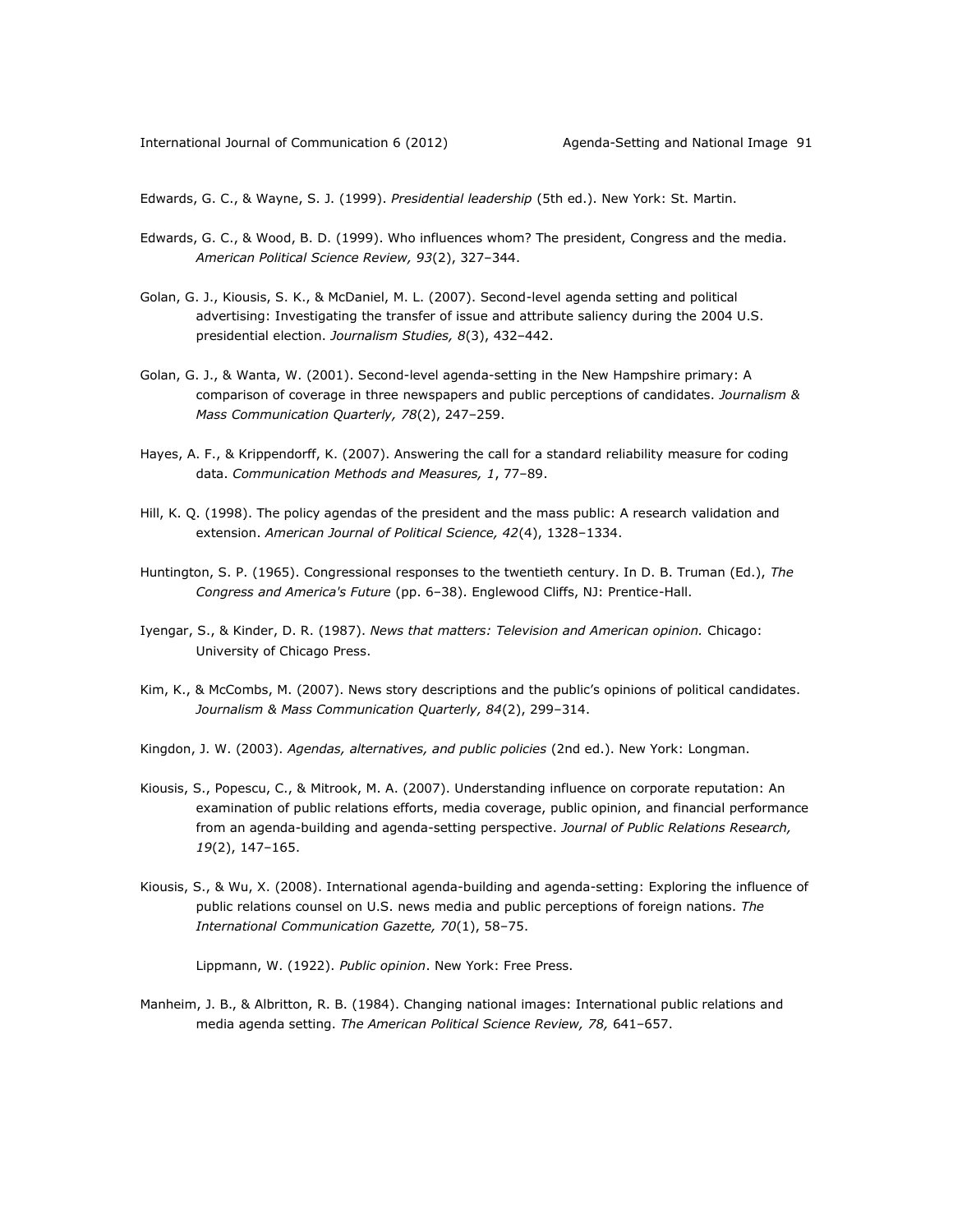Edwards, G. C., & Wayne, S. J. (1999). *Presidential leadership* (5th ed.). New York: St. Martin.

Edwards, G. C., & Wood, B. D. (1999). Who influences whom? The president, Congress and the media. *American Political Science Review, 93*(2), 327–344.

Golan, G. J., Kiousis, S. K., & McDaniel, M. L. (2007). Second-level agenda setting and political advertising: Investigating the transfer of issue and attribute saliency during the 2004 U.S. presidential election. *Journalism Studies, 8*(3), 432–442.

Golan, G. J., & Wanta, W. (2001). Second-level agenda-setting in the New Hampshire primary: A comparison of coverage in three newspapers and public perceptions of candidates. *Journalism & Mass Communication Quarterly, 78*(2), 247–259.

Hayes, A. F., & Krippendorff, K. (2007). Answering the call for a standard reliability measure for coding data. *Communication Methods and Measures, 1*, 77–89.

Hill, K. Q. (1998). The policy agendas of the president and the mass public: A research validation and extension. *American Journal of Political Science, 42*(4), 1328–1334.

Huntington, S. P. (1965). Congressional responses to the twentieth century. In D. B. Truman (Ed.), *The Congress and America's Future* (pp. 6–38). Englewood Cliffs, NJ: Prentice-Hall.

Iyengar, S., & Kinder, D. R. (1987). *News that matters: Television and American opinion.* Chicago: University of Chicago Press.

Kim, K., & McCombs, M. (2007). News story descriptions and the public's opinions of political candidates. *Journalism & Mass Communication Quarterly, 84*(2), 299–314.

Kingdon, J. W. (2003). *Agendas, alternatives, and public policies* (2nd ed.). New York: Longman.

Kiousis, S., Popescu, C., & Mitrook, M. A. (2007). Understanding influence on corporate reputation: An examination of public relations efforts, media coverage, public opinion, and financial performance from an agenda-building and agenda-setting perspective. *Journal of Public Relations Research, 19*(2), 147–165.

Kiousis, S., & Wu, X. (2008). International agenda-building and agenda-setting: Exploring the influence of public relations counsel on U.S. news media and public perceptions of foreign nations. *The International Communication Gazette, 70*(1), 58–75.

Lippmann, W. (1922). *Public opinion*. New York: Free Press.

Manheim, J. B., & Albritton, R. B. (1984). Changing national images: International public relations and media agenda setting. *The American Political Science Review, 78,* 641–657.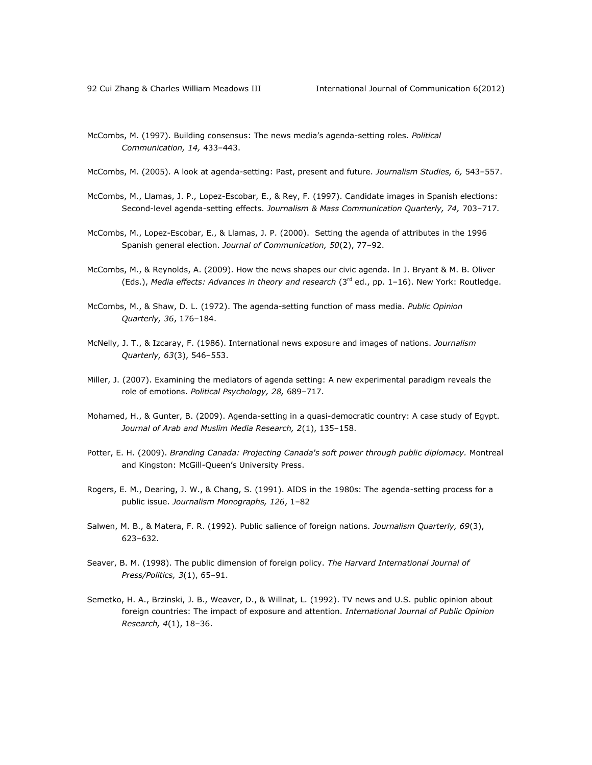McCombs, M. (1997). Building consensus: The news media's agenda-setting roles. *Political Communication, 14,* 433–443.

McCombs, M. (2005). A look at agenda-setting: Past, present and future. *Journalism Studies, 6,* 543–557.

McCombs, M., Llamas, J. P., Lopez-Escobar, E., & Rey, F. (1997). Candidate images in Spanish elections: Second-level agenda-setting effects. *Journalism & Mass Communication Quarterly, 74,* 703–717.

McCombs, M., Lopez-Escobar, E., & Llamas, J. P. (2000). Setting the agenda of attributes in the 1996 Spanish general election. *Journal of Communication, 50*(2), 77–92.

McCombs, M., & Reynolds, A. (2009). How the news shapes our civic agenda. In J. Bryant & M. B. Oliver (Eds.), *Media effects: Advances in theory and research* (3rd ed., pp. 1–16). New York: Routledge.

McCombs, M., & Shaw, D. L. (1972). The agenda-setting function of mass media. *Public Opinion Quarterly, 36*, 176–184.

McNelly, J. T., & Izcaray, F. (1986). International news exposure and images of nations. *Journalism Quarterly, 63*(3), 546–553.

Miller, J. (2007). Examining the mediators of agenda setting: A new experimental paradigm reveals the role of emotions. *Political Psychology, 28,* 689–717.

Mohamed, H., & Gunter, B. (2009). Agenda-setting in a quasi-democratic country: A case study of Egypt. *Journal of Arab and Muslim Media Research, 2*(1), 135–158.

Potter, E. H. (2009). *Branding Canada: Projecting Canada's soft power through public diplomacy.* Montreal and Kingston: McGill-Queen's University Press.

Rogers, E. M., Dearing, J. W., & Chang, S. (1991). AIDS in the 1980s: The agenda-setting process for a public issue. *Journalism Monographs, 126*, 1–82

Salwen, M. B., & Matera, F. R. (1992). Public salience of foreign nations. *Journalism Quarterly, 69*(3), 623–632.

Seaver, B. M. (1998). The public dimension of foreign policy. *The Harvard International Journal of Press/Politics, 3*(1), 65–91.

Semetko, H. A., Brzinski, J. B., Weaver, D., & Willnat, L. (1992). TV news and U.S. public opinion about foreign countries: The impact of exposure and attention. *International Journal of Public Opinion Research, 4*(1), 18–36.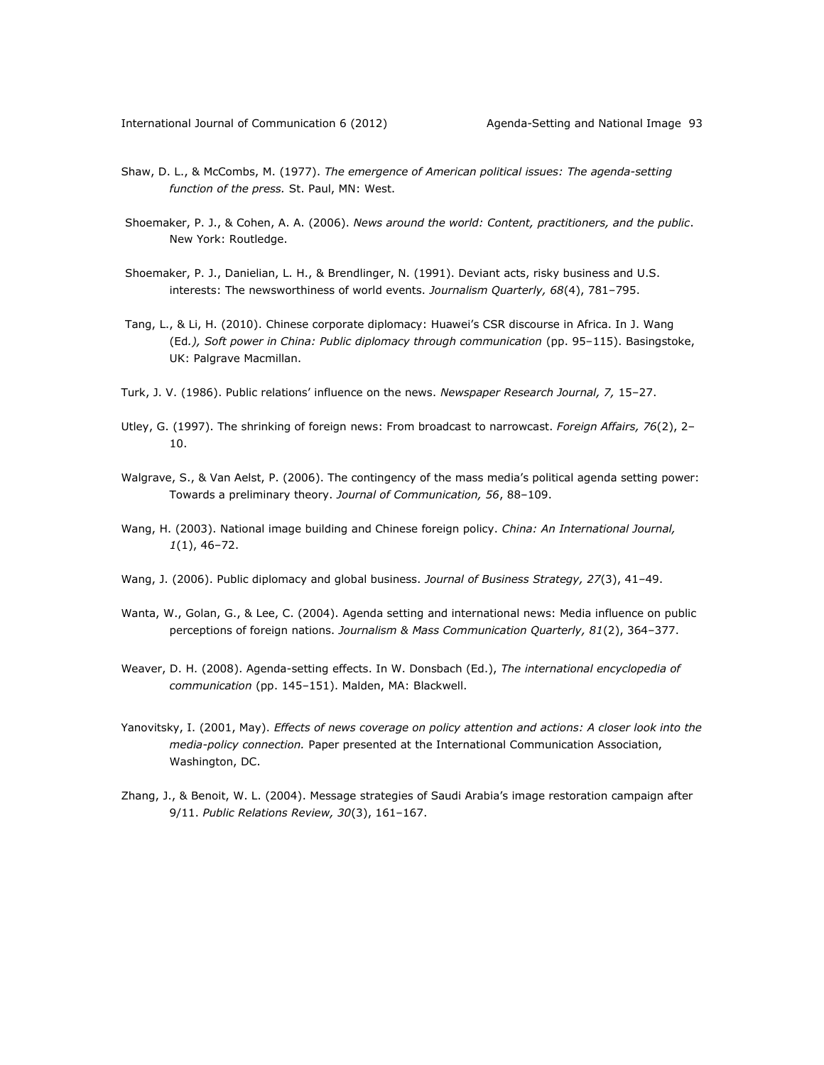Shaw, D. L., & McCombs, M. (1977). *The emergence of American political issues: The agenda-setting function of the press.* St. Paul, MN: West.

Shoemaker, P. J., & Cohen, A. A. (2006). *News around the world: Content, practitioners, and the public*. New York: Routledge.

Shoemaker, P. J., Danielian, L. H., & Brendlinger, N. (1991). Deviant acts, risky business and U.S. interests: The newsworthiness of world events. *Journalism Quarterly, 68*(4), 781–795.

Tang, L., & Li, H. (2010). Chinese corporate diplomacy: Huawei's CSR discourse in Africa. In J. Wang (Ed*.), Soft power in China: Public diplomacy through communication* (pp. 95–115). Basingstoke, UK: Palgrave Macmillan.

Turk, J. V. (1986). Public relations' influence on the news. *Newspaper Research Journal, 7,* 15–27.

Utley, G. (1997). The shrinking of foreign news: From broadcast to narrowcast. *Foreign Affairs, 76*(2), 2–10.

Walgrave, S., & Van Aelst, P. (2006). The contingency of the mass media's political agenda setting power: Towards a preliminary theory. *Journal of Communication, 56*, 88–109.

Wang, H. (2003). National image building and Chinese foreign policy. *China: An International Journal, 1*(1), 46–72.

Wang, J. (2006). Public diplomacy and global business. *Journal of Business Strategy, 27*(3), 41–49.

Wanta, W., Golan, G., & Lee, C. (2004). Agenda setting and international news: Media influence on public perceptions of foreign nations. *Journalism & Mass Communication Quarterly, 81*(2), 364–377.

Weaver, D. H. (2008). Agenda-setting effects. In W. Donsbach (Ed.), *The international encyclopedia of communication* (pp. 145–151). Malden, MA: Blackwell.

Yanovitsky, I. (2001, May). *Effects of news coverage on policy attention and actions: A closer look into the media-policy connection.* Paper presented at the International Communication Association, Washington, DC.

Zhang, J., & Benoit, W. L. (2004). Message strategies of Saudi Arabia's image restoration campaign after 9/11. *Public Relations Review, 30*(3), 161–167.